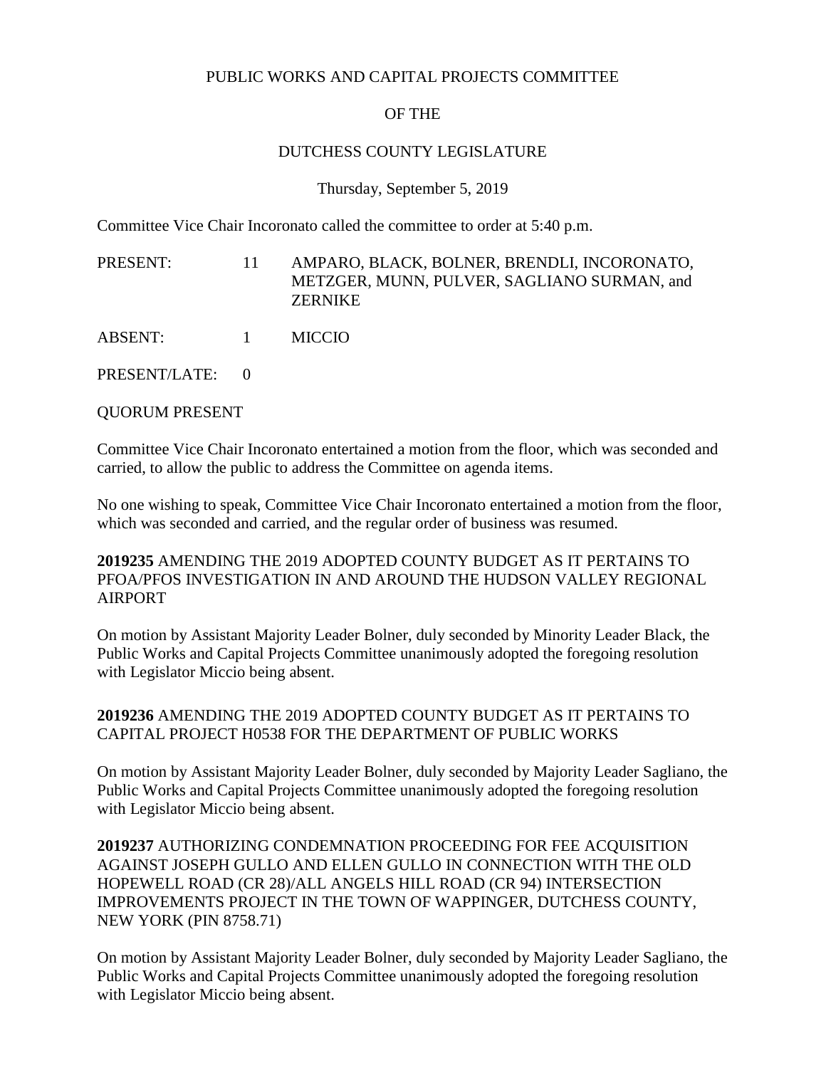PUBLIC WORKS AND CAPITAL PROJECTS COMMITTEE

OF THE

DUTCHESS COUNTY LEGISLATURE

Thursday, September 5, 2019

Committee Vice Chair Incoronato called the committee to order at 5:40 p.m.

| | | |
|---|---|---|
| PRESENT: | 11 | AMPARO, BLACK, BOLNER, BRENDLI, INCORONATO, METZGER, MUNN, PULVER, SAGLIANO SURMAN, and ZERNIKE |
| ABSENT: | 1 | MICCIO |
| PRESENT/LATE: | 0 | |

QUORUM PRESENT

Committee Vice Chair Incoronato entertained a motion from the floor, which was seconded and carried, to allow the public to address the Committee on agenda items.

No one wishing to speak, Committee Vice Chair Incoronato entertained a motion from the floor, which was seconded and carried, and the regular order of business was resumed.

**2019235** AMENDING THE 2019 ADOPTED COUNTY BUDGET AS IT PERTAINS TO PFOA/PFOS INVESTIGATION IN AND AROUND THE HUDSON VALLEY REGIONAL AIRPORT

On motion by Assistant Majority Leader Bolner, duly seconded by Minority Leader Black, the Public Works and Capital Projects Committee unanimously adopted the foregoing resolution with Legislator Miccio being absent.

**2019236** AMENDING THE 2019 ADOPTED COUNTY BUDGET AS IT PERTAINS TO CAPITAL PROJECT H0538 FOR THE DEPARTMENT OF PUBLIC WORKS

On motion by Assistant Majority Leader Bolner, duly seconded by Majority Leader Sagliano, the Public Works and Capital Projects Committee unanimously adopted the foregoing resolution with Legislator Miccio being absent.

**2019237** AUTHORIZING CONDEMNATION PROCEEDING FOR FEE ACQUISITION AGAINST JOSEPH GULLO AND ELLEN GULLO IN CONNECTION WITH THE OLD HOPEWELL ROAD (CR 28)/ALL ANGELS HILL ROAD (CR 94) INTERSECTION IMPROVEMENTS PROJECT IN THE TOWN OF WAPPINGER, DUTCHESS COUNTY, NEW YORK (PIN 8758.71)

On motion by Assistant Majority Leader Bolner, duly seconded by Majority Leader Sagliano, the Public Works and Capital Projects Committee unanimously adopted the foregoing resolution with Legislator Miccio being absent.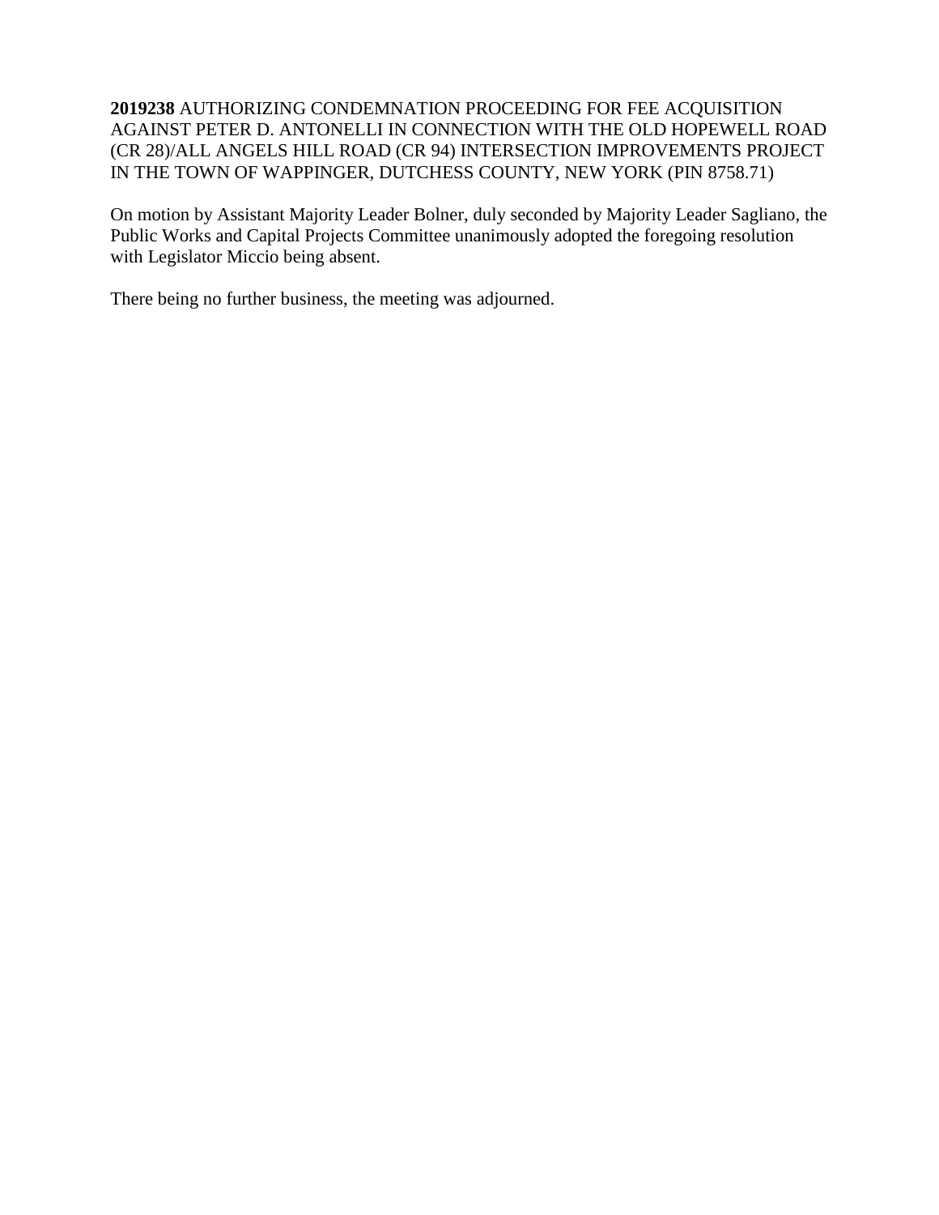**2019238** AUTHORIZING CONDEMNATION PROCEEDING FOR FEE ACQUISITION AGAINST PETER D. ANTONELLI IN CONNECTION WITH THE OLD HOPEWELL ROAD (CR 28)/ALL ANGELS HILL ROAD (CR 94) INTERSECTION IMPROVEMENTS PROJECT IN THE TOWN OF WAPPINGER, DUTCHESS COUNTY, NEW YORK (PIN 8758.71)

On motion by Assistant Majority Leader Bolner, duly seconded by Majority Leader Sagliano, the Public Works and Capital Projects Committee unanimously adopted the foregoing resolution with Legislator Miccio being absent.

There being no further business, the meeting was adjourned.